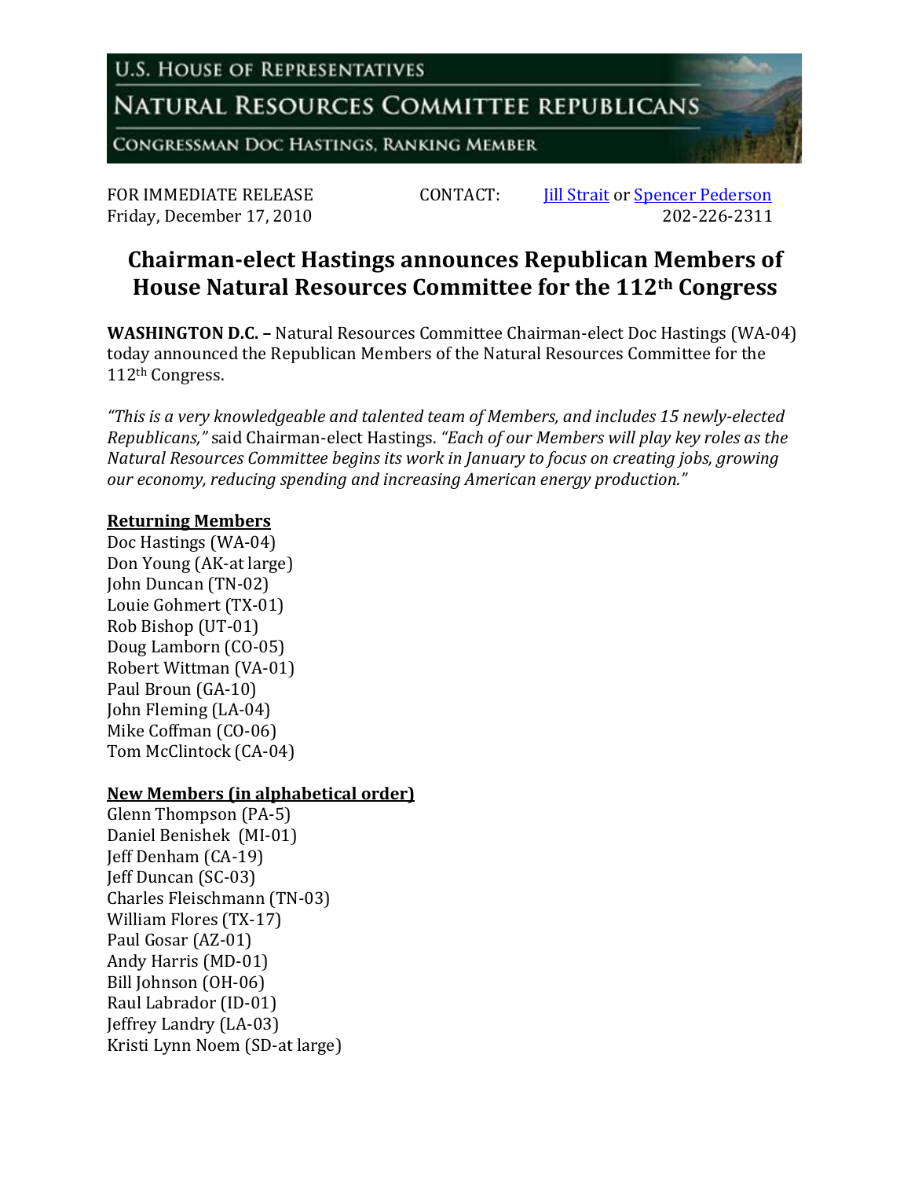U.S. HOUSE OF REPRESENTATIVES

NATURAL RESOURCES COMMITTEE REPUBLICANS

CONGRESSMAN DOC HASTINGS, RANKING MEMBER

FOR IMMEDIATE RELEASE
Friday, December 17, 2010

CONTACT: Jill Strait or Spencer Pederson
202-226-2311

# Chairman-elect Hastings announces Republican Members of House Natural Resources Committee for the 112th Congress

**WASHINGTON D.C. –** Natural Resources Committee Chairman-elect Doc Hastings (WA-04) today announced the Republican Members of the Natural Resources Committee for the 112th Congress.

*"This is a very knowledgeable and talented team of Members, and includes 15 newly-elected Republicans,"* said Chairman-elect Hastings. *"Each of our Members will play key roles as the Natural Resources Committee begins its work in January to focus on creating jobs, growing our economy, reducing spending and increasing American energy production."*

**Returning Members**

Doc Hastings (WA-04)
Don Young (AK-at large)
John Duncan (TN-02)
Louie Gohmert (TX-01)
Rob Bishop (UT-01)
Doug Lamborn (CO-05)
Robert Wittman (VA-01)
Paul Broun (GA-10)
John Fleming (LA-04)
Mike Coffman (CO-06)
Tom McClintock (CA-04)

**New Members (in alphabetical order)**

Glenn Thompson (PA-5)
Daniel Benishek (MI-01)
Jeff Denham (CA-19)
Jeff Duncan (SC-03)
Charles Fleischmann (TN-03)
William Flores (TX-17)
Paul Gosar (AZ-01)
Andy Harris (MD-01)
Bill Johnson (OH-06)
Raul Labrador (ID-01)
Jeffrey Landry (LA-03)
Kristi Lynn Noem (SD-at large)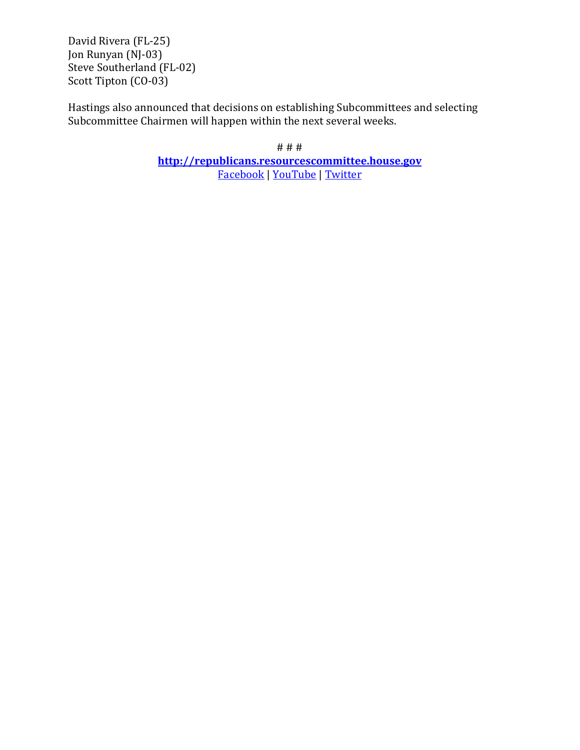David Rivera (FL-25)
Jon Runyan (NJ-03)
Steve Southerland (FL-02)
Scott Tipton (CO-03)

Hastings also announced that decisions on establishing Subcommittees and selecting Subcommittee Chairmen will happen within the next several weeks.

# # #

**http://republicans.resourcescommittee.house.gov**

Facebook | YouTube | Twitter